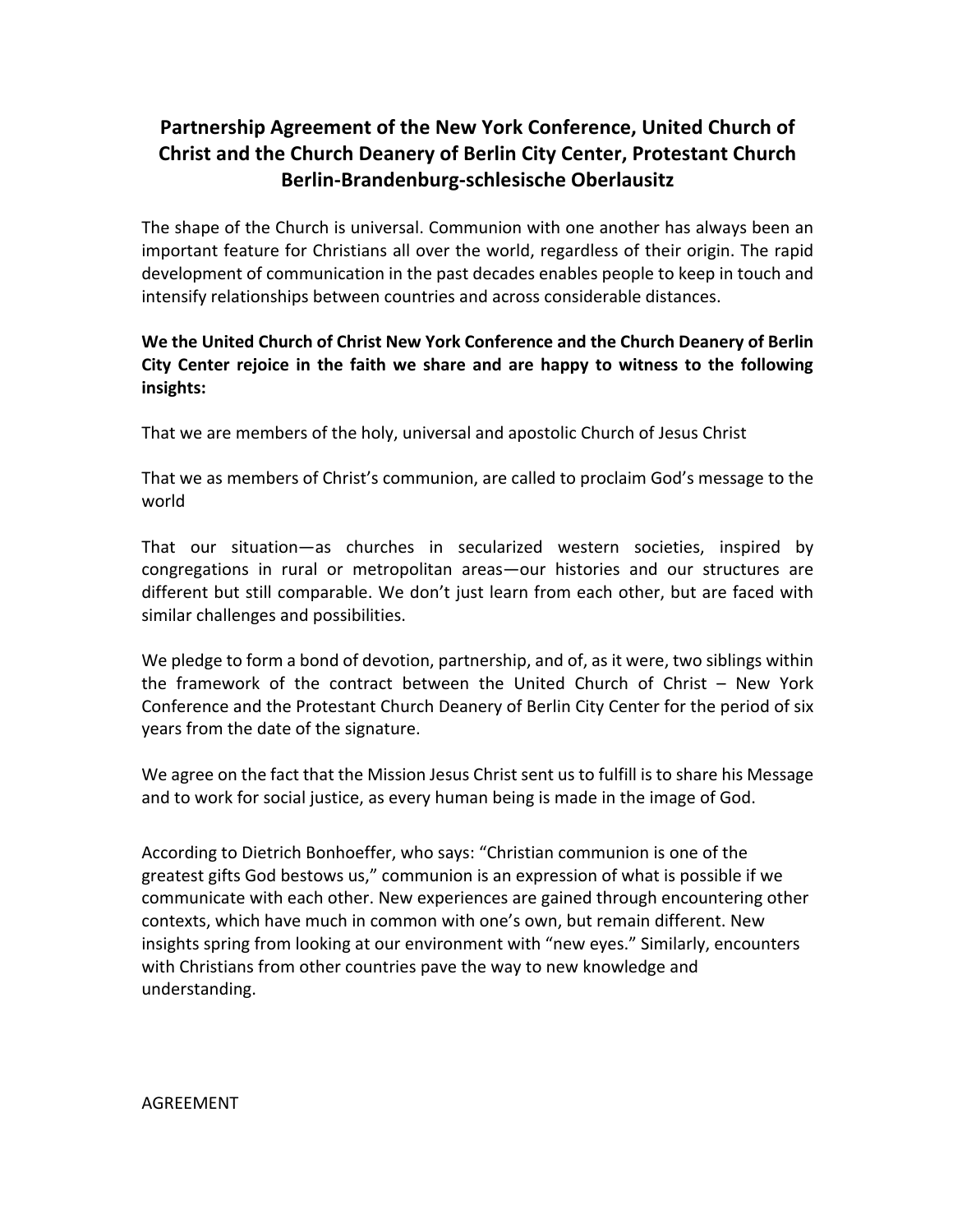# Partnership Agreement of the New York Conference, United Church of Christ and the Church Deanery of Berlin City Center, Protestant Church Berlin-Brandenburg-schlesische Oberlausitz

The shape of the Church is universal. Communion with one another has always been an important feature for Christians all over the world, regardless of their origin. The rapid development of communication in the past decades enables people to keep in touch and intensify relationships between countries and across considerable distances.

**We the United Church of Christ New York Conference and the Church Deanery of Berlin City Center rejoice in the faith we share and are happy to witness to the following insights:**

That we are members of the holy, universal and apostolic Church of Jesus Christ

That we as members of Christ's communion, are called to proclaim God's message to the world

That our situation—as churches in secularized western societies, inspired by congregations in rural or metropolitan areas—our histories and our structures are different but still comparable. We don't just learn from each other, but are faced with similar challenges and possibilities.

We pledge to form a bond of devotion, partnership, and of, as it were, two siblings within the framework of the contract between the United Church of Christ – New York Conference and the Protestant Church Deanery of Berlin City Center for the period of six years from the date of the signature.

We agree on the fact that the Mission Jesus Christ sent us to fulfill is to share his Message and to work for social justice, as every human being is made in the image of God.

According to Dietrich Bonhoeffer, who says: "Christian communion is one of the greatest gifts God bestows us," communion is an expression of what is possible if we communicate with each other. New experiences are gained through encountering other contexts, which have much in common with one's own, but remain different. New insights spring from looking at our environment with "new eyes." Similarly, encounters with Christians from other countries pave the way to new knowledge and understanding.

AGREEMENT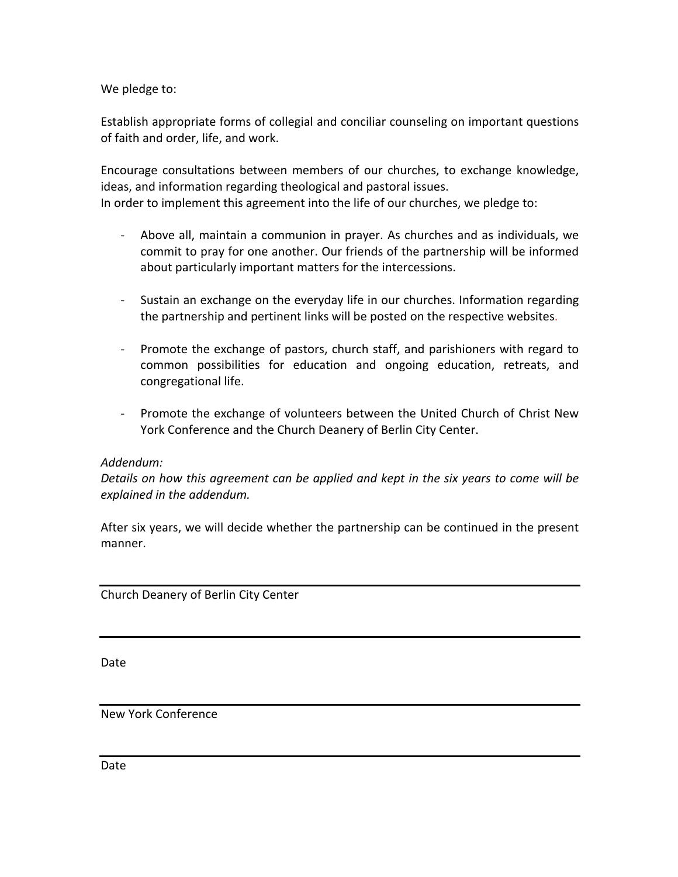We pledge to:

Establish appropriate forms of collegial and conciliar counseling on important questions of faith and order, life, and work.

Encourage consultations between members of our churches, to exchange knowledge, ideas, and information regarding theological and pastoral issues.
In order to implement this agreement into the life of our churches, we pledge to:

- Above all, maintain a communion in prayer. As churches and as individuals, we commit to pray for one another. Our friends of the partnership will be informed about particularly important matters for the intercessions.

- Sustain an exchange on the everyday life in our churches. Information regarding the partnership and pertinent links will be posted on the respective websites.

- Promote the exchange of pastors, church staff, and parishioners with regard to common possibilities for education and ongoing education, retreats, and congregational life.

- Promote the exchange of volunteers between the United Church of Christ New York Conference and the Church Deanery of Berlin City Center.

*Addendum:*
*Details on how this agreement can be applied and kept in the six years to come will be explained in the addendum.*

After six years, we will decide whether the partnership can be continued in the present manner.

---

Church Deanery of Berlin City Center

---

Date

---

New York Conference

---

Date